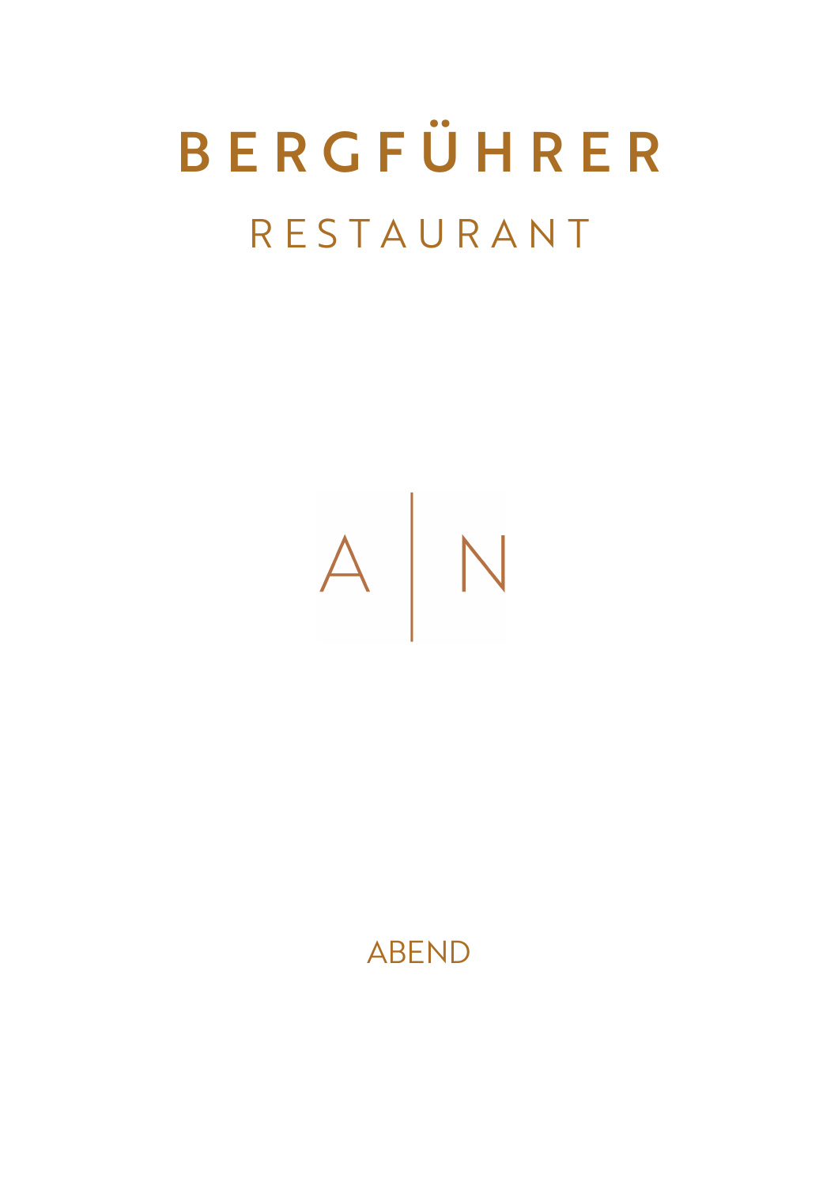# BERGFÜHRER

## RESTAURANT

A | N

ABEND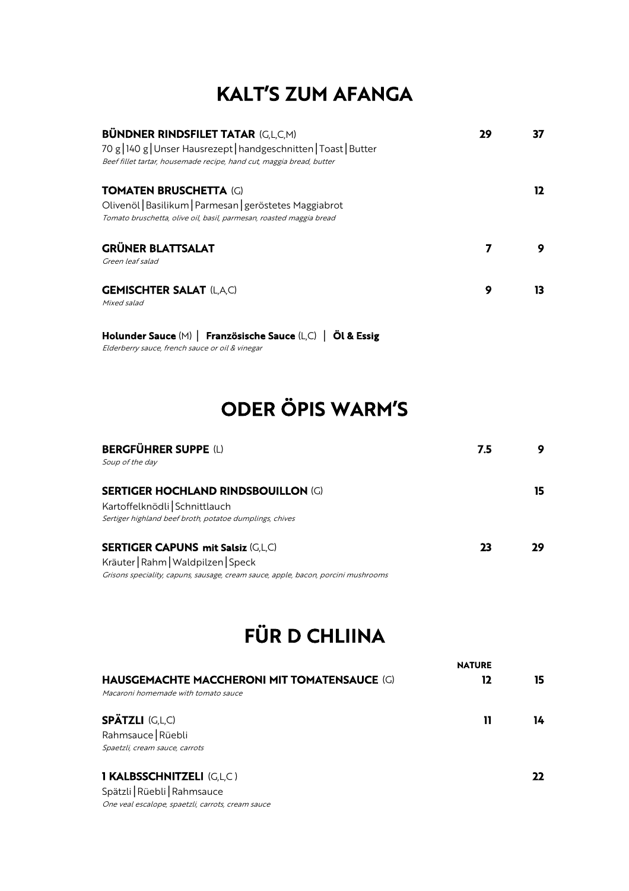# KALT'S ZUM AFANGA

**BÜNDNER RINDSFILET TATAR** (G,L,C,M) **29** **37**
70 g | 140 g | Unser Hausrezept | handgeschnitten | Toast | Butter
*Beef fillet tartar, housemade recipe, hand cut, maggia bread, butter*

**TOMATEN BRUSCHETTA** (G) **12**
Olivenöl | Basilikum | Parmesan | geröstetes Maggiabrot
*Tomato bruschetta, olive oil, basil, parmesan, roasted maggia bread*

**GRÜNER BLATTSALAT** **7** **9**
*Green leaf salad*

**GEMISCHTER SALAT** (L,A,C) **9** **13**
*Mixed salad*

**Holunder Sauce** (M) | **Französische Sauce** (L,C) | **Öl & Essig**
*Elderberry sauce, french sauce or oil & vinegar*

# ODER ÖPIS WARM'S

**BERGFÜHRER SUPPE** (L) **7.5** **9**
*Soup of the day*

**SERTIGER HOCHLAND RINDSBOUILLON** (G) **15**
Kartoffelknödli | Schnittlauch
*Sertiger highland beef broth, potatoe dumplings, chives*

**SERTIGER CAPUNS mit Salsiz** (G,L,C) **23** **29**
Kräuter | Rahm | Waldpilzen | Speck
*Grisons speciality, capuns, sausage, cream sauce, apple, bacon, porcini mushrooms*

# FÜR D CHLIINA

**HAUSGEMACHTE MACCHERONI MIT TOMATENSAUCE** (G) **NATURE 12** **15**
*Macaroni homemade with tomato sauce*

**SPÄTZLI** (G,L,C) **11** **14**
Rahmsauce | Rüebli
*Spaetzli, cream sauce, carrots*

**1 KALBSSCHNITZELI** (G,L,C ) **22**
Spätzli | Rüebli | Rahmsauce
*One veal escalope, spaetzli, carrots, cream sauce*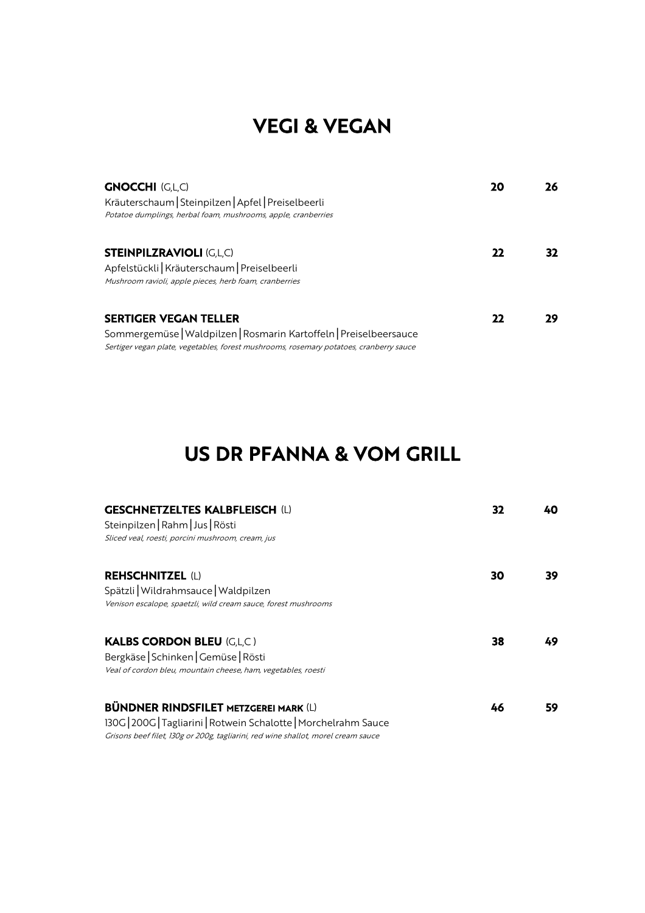## VEGI & VEGAN

**GNOCCHI** (G,L,C) **20** **26**
Kräuterschaum|Steinpilzen|Apfel|Preiselbeerli
*Potatoe dumplings, herbal foam, mushrooms, apple, cranberries*

**STEINPILZRAVIOLI** (G,L,C) **22** **32**
Apfelstückli|Kräuterschaum|Preiselbeerli
*Mushroom ravioli, apple pieces, herb foam, cranberries*

**SERTIGER VEGAN TELLER** **22** **29**
Sommergemüse|Waldpilzen|Rosmarin Kartoffeln|Preiselbeersauce
*Sertiger vegan plate, vegetables, forest mushrooms, rosemary potatoes, cranberry sauce*

## US DR PFANNA & VOM GRILL

**GESCHNETZELTES KALBFLEISCH** (L) **32** **40**
Steinpilzen|Rahm|Jus|Rösti
*Sliced veal, roesti, porcini mushroom, cream, jus*

**REHSCHNITZEL** (L) **30** **39**
Spätzli|Wildrahmsauce|Waldpilzen
*Venison escalope, spaetzli, wild cream sauce, forest mushrooms*

**KALBS CORDON BLEU** (G,L,C ) **38** **49**
Bergkäse|Schinken|Gemüse|Rösti
*Veal of cordon bleu, mountain cheese, ham, vegetables, roesti*

**BÜNDNER RINDSFILET METZGEREI MARK** (L) **46** **59**
130G|200G|Tagliarini|Rotwein Schalotte|Morchelrahm Sauce
*Grisons beef filet, 130g or 200g, tagliarini, red wine shallot, morel cream sauce*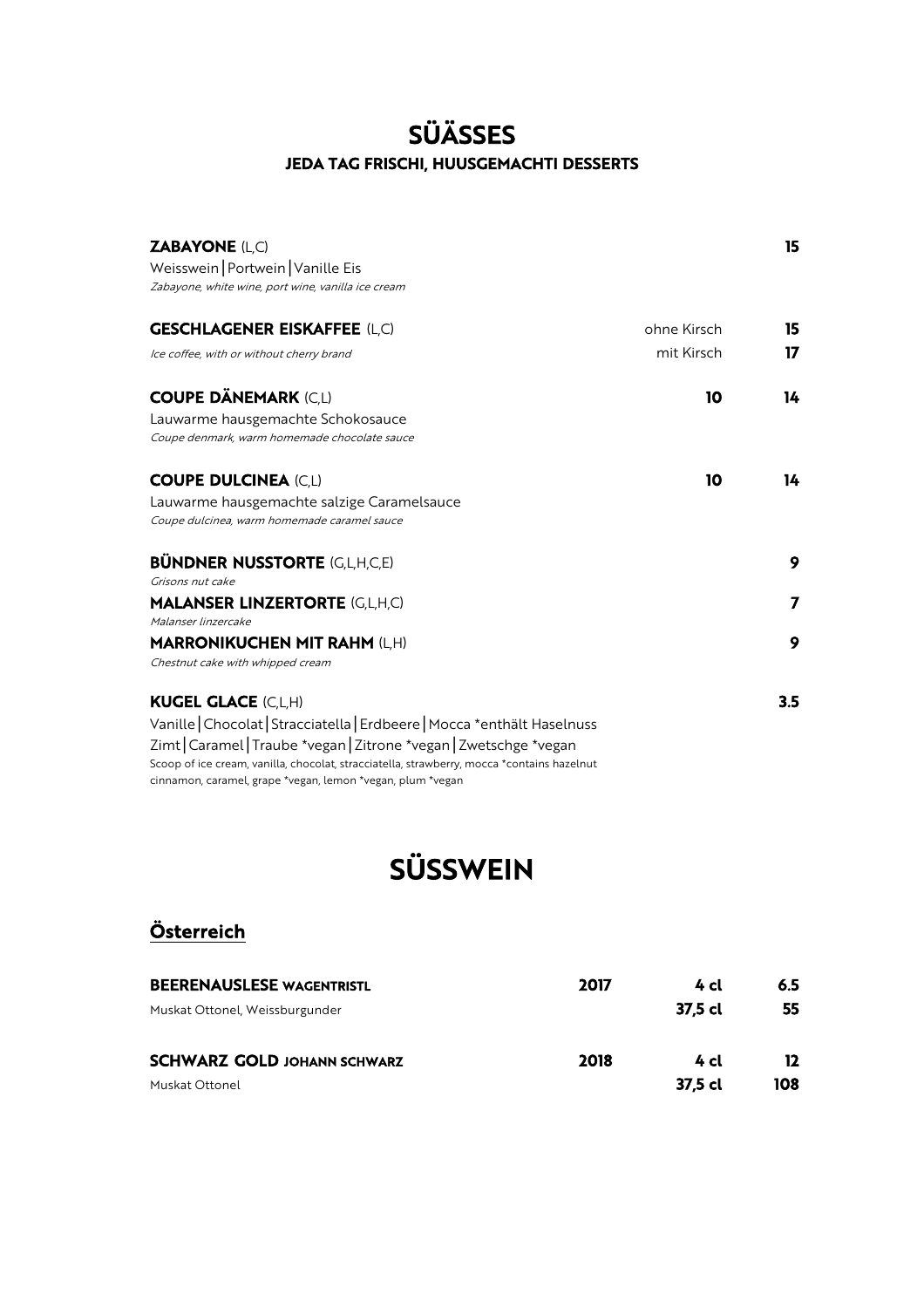# SÜÄSSES

### JEDA TAG FRISCHI, HUUSGEMACHTI DESSERTS

**ZABAYONE** (L,C) **15**
Weisswein | Portwein | Vanille Eis
*Zabayone, white wine, port wine, vanilla ice cream*

| | | |
|---|---|---|
| **GESCHLAGENER EISKAFFEE** (L,C) | ohne Kirsch | **15** |
| *Ice coffee, with or without cherry brand* | mit Kirsch | **17** |

| | | |
|---|---|---|
| **COUPE DÄNEMARK** (C,L)<br>Lauwarme hausgemachte Schokosauce<br>*Coupe denmark, warm homemade chocolate sauce* | **10** | **14** |
| **COUPE DULCINEA** (C,L)<br>Lauwarme hausgemachte salzige Caramelsauce<br>*Coupe dulcinea, warm homemade caramel sauce* | **10** | **14** |

**BÜNDNER NUSSTORTE** (G,L,H,C,E) **9**
*Grisons nut cake*

**MALANSER LINZERTORTE** (G,L,H,C) **7**
*Malanser linzercake*

**MARRONIKUCHEN MIT RAHM** (L,H) **9**
*Chestnut cake with whipped cream*

**KUGEL GLACE** (C,L,H) **3.5**
Vanille | Chocolat | Stracciatella | Erdbeere | Mocca *enthält Haselnuss
Zimt | Caramel | Traube *vegan | Zitrone *vegan | Zwetschge *vegan
Scoop of ice cream, vanilla, chocolat, stracciatella, strawberry, mocca *contains hazelnut
cinnamon, caramel, grape *vegan, lemon *vegan, plum *vegan

# SÜSSWEIN

## Österreich

| | | | |
|---|---|---|---|
| **BEERENAUSLESE WAGENTRISTL** | **2017** | **4 cl** | **6.5** |
| Muskat Ottonel, Weissburgunder | | **37,5 cl** | **55** |
| **SCHWARZ GOLD JOHANN SCHWARZ** | **2018** | **4 cl** | **12** |
| Muskat Ottonel | | **37,5 cl** | **108** |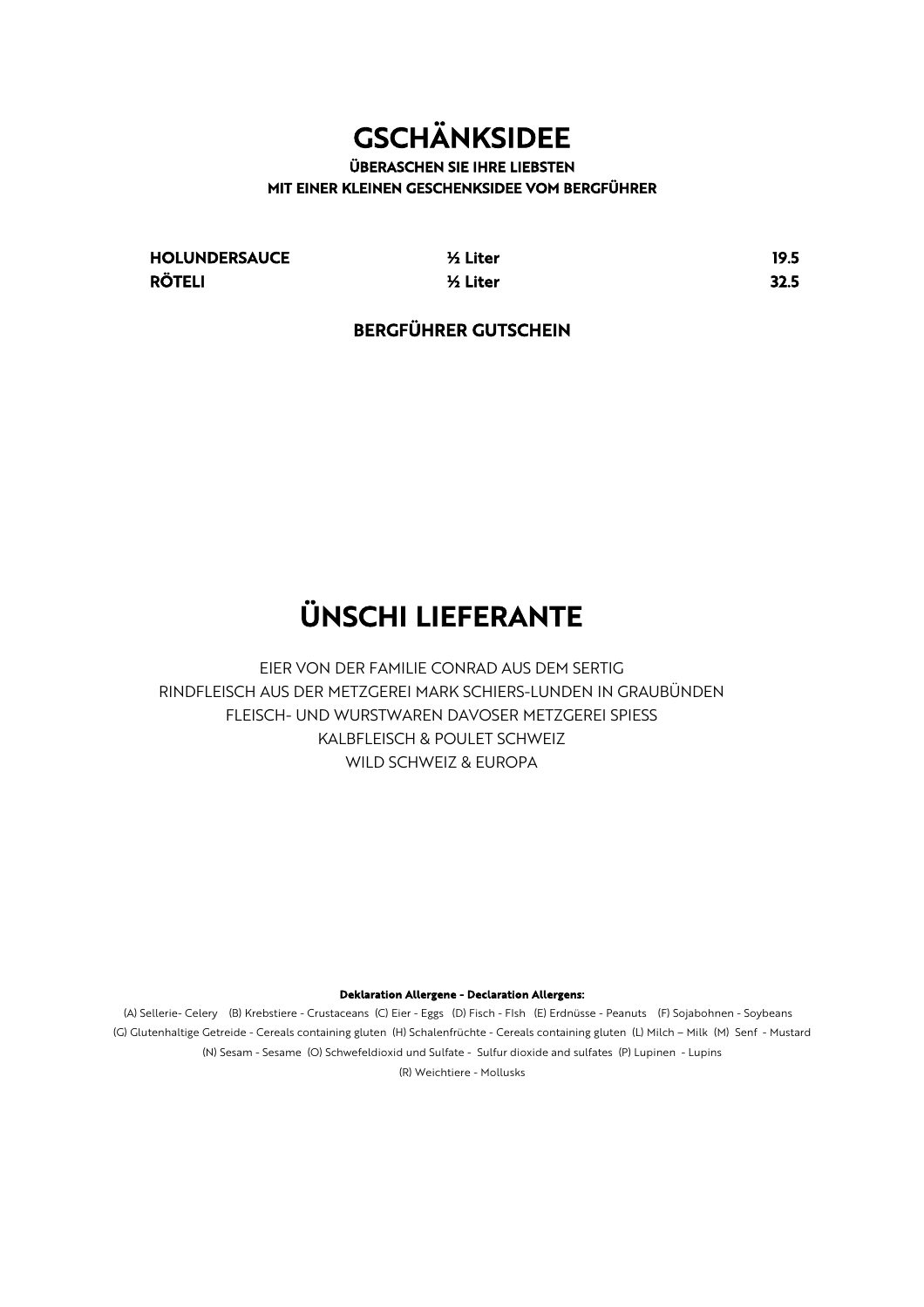# GSCHÄNKSIDEE

**ÜBERASCHEN SIE IHRE LIEBSTEN**
**MIT EINER KLEINEN GESCHENKSIDEE VOM BERGFÜHRER**

| | | |
|---|---|---|
| **HOLUNDERSAUCE** | **½ Liter** | **19.5** |
| **RÖTELI** | **½ Liter** | **32.5** |

**BERGFÜHRER GUTSCHEIN**

# ÜNSCHI LIEFERANTE

EIER VON DER FAMILIE CONRAD AUS DEM SERTIG
RINDFLEISCH AUS DER METZGEREI MARK SCHIERS-LUNDEN IN GRAUBÜNDEN
FLEISCH- UND WURSTWAREN DAVOSER METZGEREI SPIESS
KALBFLEISCH & POULET SCHWEIZ
WILD SCHWEIZ & EUROPA

**Deklaration Allergene - Declaration Allergens:**

(A) Sellerie- Celery (B) Krebstiere - Crustaceans (C) Eier - Eggs (D) Fisch - FIsh (E) Erdnüsse - Peanuts (F) Sojabohnen - Soybeans
(G) Glutenhaltige Getreide - Cereals containing gluten (H) Schalenfrüchte - Cereals containing gluten (L) Milch – Milk (M) Senf - Mustard
(N) Sesam - Sesame (O) Schwefeldioxid und Sulfate - Sulfur dioxide and sulfates (P) Lupinen - Lupins
(R) Weichtiere - Mollusks